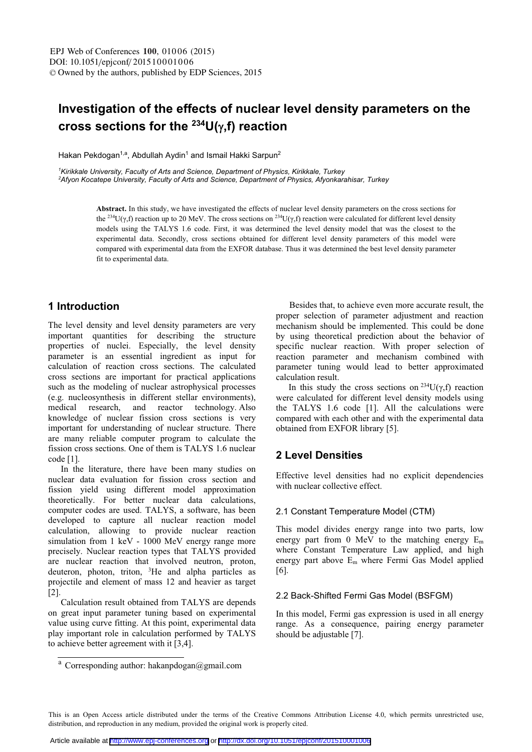# Investigation of the effects of nuclear level density parameters on the cross sections for the $^{234}U(\gamma,f)$ reaction

Hakan Pekdogan[1,a], Abdullah Aydin[1] and Ismail Hakki Sarpun[2]

[1]*Kirikkale University, Faculty of Arts and Science, Department of Physics, Kirikkale, Turkey*
[2]*Afyon Kocatepe University, Faculty of Arts and Science, Department of Physics, Afyonkarahisar, Turkey*

**Abstract.** In this study, we have investigated the effects of nuclear level density parameters on the cross sections for the $^{234}U(\gamma,f)$ reaction up to 20 MeV. The cross sections on $^{234}U(\gamma,f)$ reaction were calculated for different level density models using the TALYS 1.6 code. First, it was determined the level density model that was the closest to the experimental data. Secondly, cross sections obtained for different level density parameters of this model were compared with experimental data from the EXFOR database. Thus it was determined the best level density parameter fit to experimental data.

## 1 Introduction

The level density and level density parameters are very important quantities for describing the structure properties of nuclei. Especially, the level density parameter is an essential ingredient as input for calculation of reaction cross sections. The calculated cross sections are important for practical applications such as the modeling of nuclear astrophysical processes (e.g. nucleosynthesis in different stellar environments), medical research, and reactor technology. Also knowledge of nuclear fission cross sections is very important for understanding of nuclear structure. There are many reliable computer program to calculate the fission cross sections. One of them is TALYS 1.6 nuclear code [1].

In the literature, there have been many studies on nuclear data evaluation for fission cross section and fission yield using different model approximation theoretically. For better nuclear data calculations, computer codes are used. TALYS, a software, has been developed to capture all nuclear reaction model calculation, allowing to provide nuclear reaction simulation from 1 keV - 1000 MeV energy range more precisely. Nuclear reaction types that TALYS provided are nuclear reaction that involved neutron, proton, deuteron, photon, triton, $^{3}$He and alpha particles as projectile and element of mass 12 and heavier as target [2].

Calculation result obtained from TALYS are depends on great input parameter tuning based on experimental value using curve fitting. At this point, experimental data play important role in calculation performed by TALYS to achieve better agreement with it [3,4].

Besides that, to achieve even more accurate result, the proper selection of parameter adjustment and reaction mechanism should be implemented. This could be done by using theoretical prediction about the behavior of specific nuclear reaction. With proper selection of reaction parameter and mechanism combined with parameter tuning would lead to better approximated calculation result.

In this study the cross sections on $^{234}U(\gamma,f)$ reaction were calculated for different level density models using the TALYS 1.6 code [1]. All the calculations were compared with each other and with the experimental data obtained from EXFOR library [5].

## 2 Level Densities

Effective level densities had no explicit dependencies with nuclear collective effect.

### 2.1 Constant Temperature Model (CTM)

This model divides energy range into two parts, low energy part from 0 MeV to the matching energy $E_m$ where Constant Temperature Law applied, and high energy part above $E_m$ where Fermi Gas Model applied [6].

### 2.2 Back-Shifted Fermi Gas Model (BSFGM)

In this model, Fermi gas expression is used in all energy range. As a consequence, pairing energy parameter should be adjustable [7].

[a] Corresponding author: hakanpdogan@gmail.com

This is an Open Access article distributed under the terms of the Creative Commons Attribution License 4.0, which permits unrestricted use, distribution, and reproduction in any medium, provided the original work is properly cited.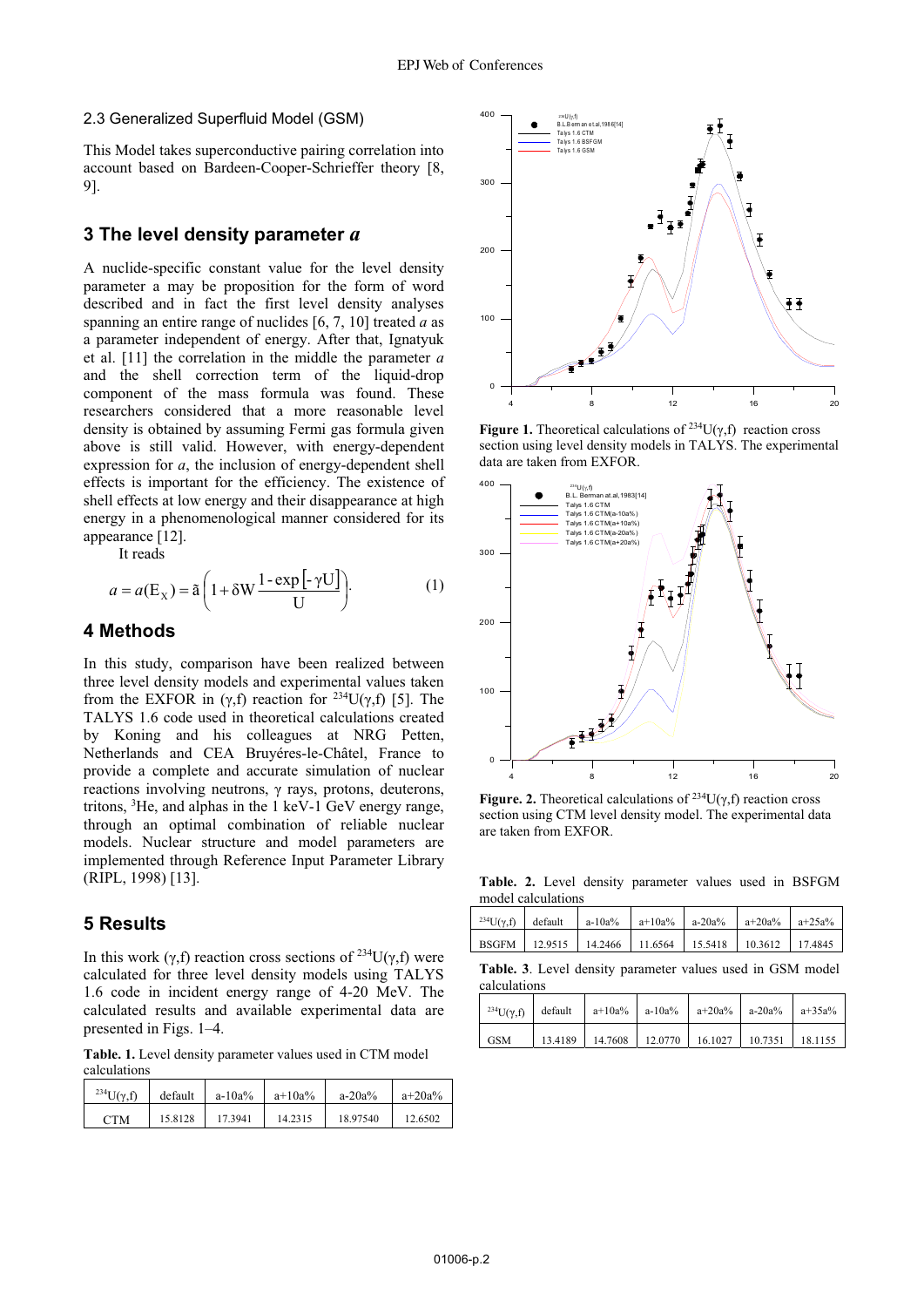### 2.3 Generalized Superfluid Model (GSM)

This Model takes superconductive pairing correlation into account based on Bardeen-Cooper-Schrieffer theory [8, 9].

## 3 The level density parameter *a*

A nuclide-specific constant value for the level density parameter a may be proposition for the form of word described and in fact the first level density analyses spanning an entire range of nuclides [6, 7, 10] treated *a* as a parameter independent of energy. After that, Ignatyuk et al. [11] the correlation in the middle the parameter *a* and the shell correction term of the liquid-drop component of the mass formula was found. These researchers considered that a more reasonable level density is obtained by assuming Fermi gas formula given above is still valid. However, with energy-dependent expression for *a*, the inclusion of energy-dependent shell effects is important for the efficiency. The existence of shell effects at low energy and their disappearance at high energy in a phenomenological manner considered for its appearance [12].

It reads

$$a = a(E_X) = \tilde{a}\left(1 + \delta W \frac{1 - \exp[-\gamma U]}{U}\right). \quad (1)$$

## 4 Methods

In this study, comparison have been realized between three level density models and experimental values taken from the EXFOR in (γ,f) reaction for $^{234}U(\gamma,f)$ [5]. The TALYS 1.6 code used in theoretical calculations created by Koning and his colleagues at NRG Petten, Netherlands and CEA Bruyéres-le-Châtel, France to provide a complete and accurate simulation of nuclear reactions involving neutrons, γ rays, protons, deuterons, tritons, $^{3}He$, and alphas in the 1 keV-1 GeV energy range, through an optimal combination of reliable nuclear models. Nuclear structure and model parameters are implemented through Reference Input Parameter Library (RIPL, 1998) [13].

## 5 Results

In this work (γ,f) reaction cross sections of $^{234}U(\gamma,f)$ were calculated for three level density models using TALYS 1.6 code in incident energy range of 4-20 MeV. The calculated results and available experimental data are presented in Figs. 1–4.

**Table. 1.** Level density parameter values used in CTM model calculations

| $^{234}U(\gamma,f)$ | default | a-10a% | a+10a% | a-20a% | a+20a% |
|---|---|---|---|---|---|
| CTM | 15.8128 | 17.3941 | 14.2315 | 18.97540 | 12.6502 |

**Figure 1.** Theoretical calculations of $^{234}U(\gamma,f)$ reaction cross section using level density models in TALYS. The experimental data are taken from EXFOR.

**Figure. 2.** Theoretical calculations of $^{234}U(\gamma,f)$ reaction cross section using CTM level density model. The experimental data are taken from EXFOR.

**Table. 2.** Level density parameter values used in BSFGM model calculations

| $^{234}U(\gamma,f)$ | default | a-10a% | a+10a% | a-20a% | a+20a% | a+25a% |
|---|---|---|---|---|---|---|
| BSGFM | 12.9515 | 14.2466 | 11.6564 | 15.5418 | 10.3612 | 17.4845 |

**Table. 3**. Level density parameter values used in GSM model calculations

| $^{234}U(\gamma,f)$ | default | a+10a% | a-10a% | a+20a% | a-20a% | a+35a% |
|---|---|---|---|---|---|---|
| GSM | 13.4189 | 14.7608 | 12.0770 | 16.1027 | 10.7351 | 18.1155 |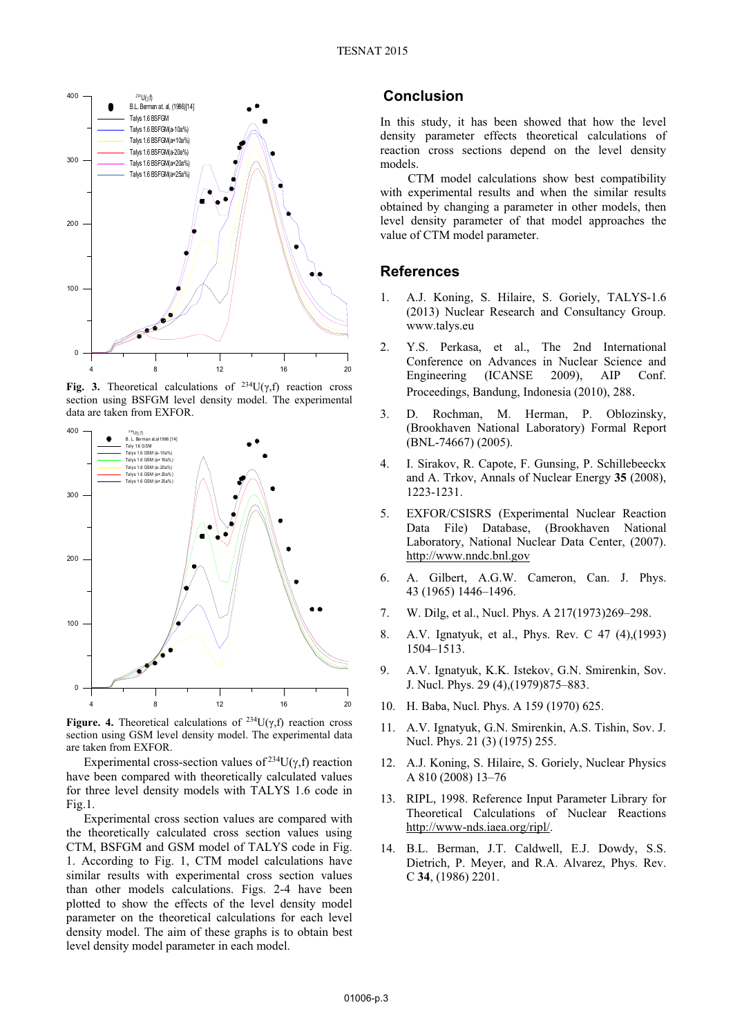400

$^{234}$U(γ,f)

B.L. Berman at. al, (1986)[14]

Talys 1.6 BSFGM

Talys 1.6 BSFGM(a-10a%)

Talys 1.6 BSFGM(a+10a%)

Talys 1.6 BSFGM(a-20a%)

Talys 1.6 BSFGM(a+20a%)

Talys 1.6 BSFGM(a+25a%)

300

200

100

0

4

8

12

16

20

**Fig. 3.** Theoretical calculations of $^{234}$U(γ,f) reaction cross section using BSFGM level density model. The experimental data are taken from EXFOR.

400

$^{234}$U(γ,f)

B. L. Berman at.al 1986 [14]

Taly 1.6 GSM

Talys 1.6 GSM (a-10a%)

Talys 1.6 GSM (a+10a%)

Talys 1.6 GSM (a-20a%)

Talys 1.6 GSM (a+20a%)

Talys 1.6 GSM (a+25a%)

300

200

100

0

4

8

12

16

20

**Figure. 4.** Theoretical calculations of $^{234}$U(γ,f) reaction cross section using GSM level density model. The experimental data are taken from EXFOR.

Experimental cross-section values of $^{234}$U(γ,f) reaction have been compared with theoretically calculated values for three level density models with TALYS 1.6 code in Fig.1.

Experimental cross section values are compared with the theoretically calculated cross section values using CTM, BSFGM and GSM model of TALYS code in Fig. 1. According to Fig. 1, CTM model calculations have similar results with experimental cross section values than other models calculations. Figs. 2-4 have been plotted to show the effects of the level density model parameter on the theoretical calculations for each level density model. The aim of these graphs is to obtain best level density model parameter in each model.

## Conclusion

In this study, it has been showed that how the level density parameter effects theoretical calculations of reaction cross sections depend on the level density models.

CTM model calculations show best compatibility with experimental results and when the similar results obtained by changing a parameter in other models, then level density parameter of that model approaches the value of CTM model parameter.

## References

1. A.J. Koning, S. Hilaire, S. Goriely, TALYS-1.6 (2013) Nuclear Research and Consultancy Group. www.talys.eu
2. Y.S. Perkasa, et al., The 2nd International Conference on Advances in Nuclear Science and Engineering (ICANSE 2009), AIP Conf. Proceedings, Bandung, Indonesia (2010), 288.
3. D. Rochman, M. Herman, P. Oblozinsky, (Brookhaven National Laboratory) Formal Report (BNL-74667) (2005).
4. I. Sirakov, R. Capote, F. Gunsing, P. Schillebeeckx and A. Trkov, Annals of Nuclear Energy **35** (2008), 1223-1231.
5. EXFOR/CSISRS (Experimental Nuclear Reaction Data File) Database, (Brookhaven National Laboratory, National Nuclear Data Center, (2007). http://www.nndc.bnl.gov
6. A. Gilbert, A.G.W. Cameron, Can. J. Phys. 43 (1965) 1446–1496.
7. W. Dilg, et al., Nucl. Phys. A 217(1973)269–298.
8. A.V. Ignatyuk, et al., Phys. Rev. C 47 (4),(1993) 1504–1513.
9. A.V. Ignatyuk, K.K. Istekov, G.N. Smirenkin, Sov. J. Nucl. Phys. 29 (4),(1979)875–883.
10. H. Baba, Nucl. Phys. A 159 (1970) 625.
11. A.V. Ignatyuk, G.N. Smirenkin, A.S. Tishin, Sov. J. Nucl. Phys. 21 (3) (1975) 255.
12. A.J. Koning, S. Hilaire, S. Goriely, Nuclear Physics A 810 (2008) 13–76
13. RIPL, 1998. Reference Input Parameter Library for Theoretical Calculations of Nuclear Reactions http://www-nds.iaea.org/ripl/.
14. B.L. Berman, J.T. Caldwell, E.J. Dowdy, S.S. Dietrich, P. Meyer, and R.A. Alvarez, Phys. Rev. C **34**, (1986) 2201.